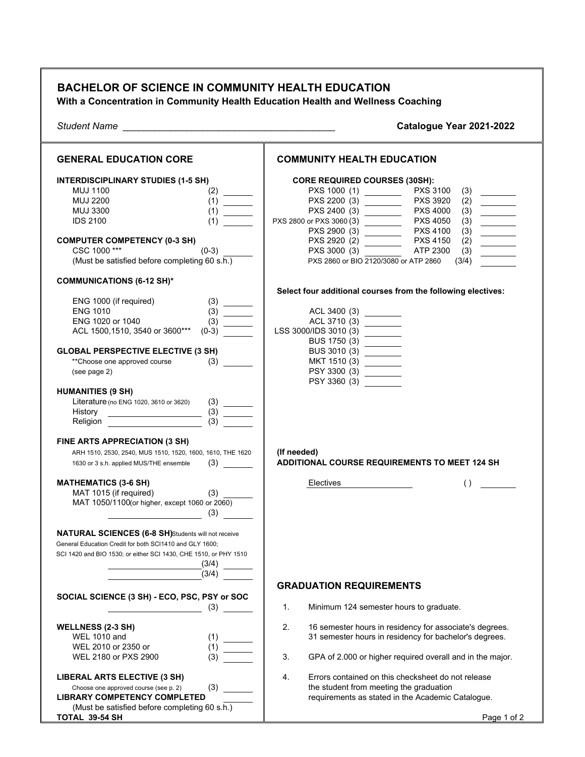# BACHELOR OF SCIENCE IN COMMUNITY HEALTH EDUCATION

**With a Concentration in Community Health Education Health and Wellness Coaching**

*Student Name* ________________________________________ **Catalogue Year 2021-2022**

## GENERAL EDUCATION CORE

**INTERDISCIPLINARY STUDIES (1-5 SH)**

| Course | SH | |
|---|---|---|
| MUJ 1100 | (2) | ______ |
| MUJ 2200 | (1) | ______ |
| MUJ 3300 | (1) | ______ |
| IDS 2100 | (1) | ______ |

**COMPUTER COMPETENCY (0-3 SH)**

| Course | SH | |
|---|---|---|
| CSC 1000 *** | (0-3) | ______ |

(Must be satisfied before completing 60 s.h.)

**COMMUNICATIONS (6-12 SH)***

| Course | SH | |
|---|---|---|
| ENG 1000 (if required) | (3) | ______ |
| ENG 1010 | (3) | ______ |
| ENG 1020 or 1040 | (3) | ______ |
| ACL 1500,1510, 3540 or 3600*** | (0-3) | ______ |

**GLOBAL PERSPECTIVE ELECTIVE (3 SH)**

| Course | SH | |
|---|---|---|
| **Choose one approved course (see page 2) | (3) | ______ |

**HUMANITIES (9 SH)**

| Course | SH | |
|---|---|---|
| Literature (no ENG 1020, 3610 or 3620) | (3) | ______ |
| History ______________ | (3) | ______ |
| Religion ______________ | (3) | ______ |

**FINE ARTS APPRECIATION (3 SH)**

ARH 1510, 2530, 2540, MUS 1510, 1520, 1600, 1610, THE 1620 1630 or 3 s.h. applied MUS/THE ensemble (3) ______

**MATHEMATICS (3-6 SH)**

| Course | SH | |
|---|---|---|
| MAT 1015 (if required) | (3) | ______ |
| MAT 1050/1100 (or higher, except 1060 or 2060) ______________ | (3) | ______ |

**NATURAL SCIENCES (6-8 SH)** Students will not receive General Education Credit for both SCI1410 and GLY 1600; SCI 1420 and BIO 1530; or either SCI 1430, CHE 1510, or PHY 1510

| Course | SH | |
|---|---|---|
| ______________ | (3/4) | ______ |
| ______________ | (3/4) | ______ |

**SOCIAL SCIENCE (3 SH) - ECO, PSC, PSY or SOC**

| Course | SH | |
|---|---|---|
| ______________ | (3) | ______ |

**WELLNESS (2-3 SH)**

| Course | SH | |
|---|---|---|
| WEL 1010 and | (1) | ______ |
| WEL 2010 or 2350 or | (1) | ______ |
| WEL 2180 or PXS 2900 | (3) | ______ |

**LIBERAL ARTS ELECTIVE (3 SH)**

Choose one approved course (see p. 2) (3) ______

**LIBRARY COMPETENCY COMPLETED** ______

(Must be satisfied before completing 60 s.h.)

**TOTAL 39-54 SH**

## COMMUNITY HEALTH EDUCATION

**CORE REQUIRED COURSES (30SH):**

| Course | | Course | SH | |
|---|---|---|---|---|
| PXS 1000 (1) | ______ | PXS 3100 | (3) | ______ |
| PXS 2200 (3) | ______ | PXS 3920 | (2) | ______ |
| PXS 2400 (3) | ______ | PXS 4000 | (3) | ______ |
| PXS 2800 or PXS 3060 (3) | ______ | PXS 4050 | (3) | ______ |
| PXS 2900 (3) | ______ | PXS 4100 | (3) | ______ |
| PXS 2920 (2) | ______ | PXS 4150 | (2) | ______ |
| PXS 3000 (3) | ______ | ATP 2300 | (3) | ______ |
| PXS 2860 or BIO 2120/3080 or ATP 2860 | | | (3/4) | ______ |

**Select four additional courses from the following electives:**

| Course | |
|---|---|
| ACL 3400 (3) | ______ |
| ACL 3710 (3) | ______ |
| LSS 3000/IDS 3010 (3) | ______ |
| BUS 1750 (3) | ______ |
| BUS 3010 (3) | ______ |
| MKT 1510 (3) | ______ |
| PSY 3300 (3) | ______ |
| PSY 3360 (3) | ______ |

**(If needed)**
**ADDITIONAL COURSE REQUIREMENTS TO MEET 124 SH**

| Course | SH | |
|---|---|---|
| Electives ______________ | ( ) | ______ |

## GRADUATION REQUIREMENTS

1. Minimum 124 semester hours to graduate.
2. 16 semester hours in residency for associate's degrees. 31 semester hours in residency for bachelor's degrees.
3. GPA of 2.000 or higher required overall and in the major.
4. Errors contained on this checksheet do not release the student from meeting the graduation requirements as stated in the Academic Catalogue.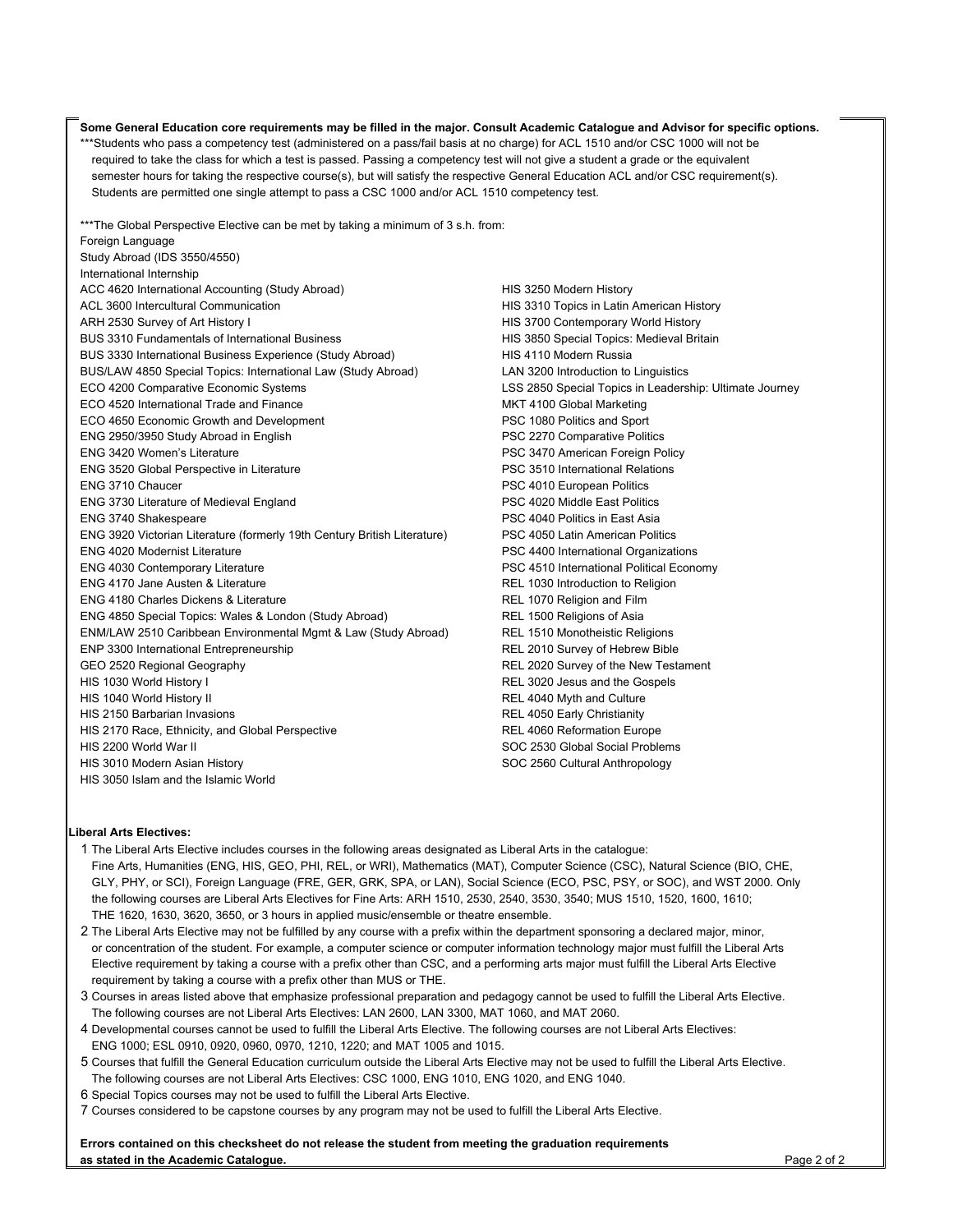**Some General Education core requirements may be filled in the major. Consult Academic Catalogue and Advisor for specific options.**

***Students who pass a competency test (administered on a pass/fail basis at no charge) for ACL 1510 and/or CSC 1000 will not be required to take the class for which a test is passed. Passing a competency test will not give a student a grade or the equivalent semester hours for taking the respective course(s), but will satisfy the respective General Education ACL and/or CSC requirement(s). Students are permitted one single attempt to pass a CSC 1000 and/or ACL 1510 competency test.

***The Global Perspective Elective can be met by taking a minimum of 3 s.h. from:

Foreign Language
Study Abroad (IDS 3550/4550)
International Internship
ACC 4620 International Accounting (Study Abroad)
ACL 3600 Intercultural Communication
ARH 2530 Survey of Art History I
BUS 3310 Fundamentals of International Business
BUS 3330 International Business Experience (Study Abroad)
BUS/LAW 4850 Special Topics: International Law (Study Abroad)
ECO 4200 Comparative Economic Systems
ECO 4520 International Trade and Finance
ECO 4650 Economic Growth and Development
ENG 2950/3950 Study Abroad in English
ENG 3420 Women's Literature
ENG 3520 Global Perspective in Literature
ENG 3710 Chaucer
ENG 3730 Literature of Medieval England
ENG 3740 Shakespeare
ENG 3920 Victorian Literature (formerly 19th Century British Literature)
ENG 4020 Modernist Literature
ENG 4030 Contemporary Literature
ENG 4170 Jane Austen & Literature
ENG 4180 Charles Dickens & Literature
ENG 4850 Special Topics: Wales & London (Study Abroad)
ENM/LAW 2510 Caribbean Environmental Mgmt & Law (Study Abroad)
ENP 3300 International Entrepreneurship
GEO 2520 Regional Geography
HIS 1030 World History I
HIS 1040 World History II
HIS 2150 Barbarian Invasions
HIS 2170 Race, Ethnicity, and Global Perspective
HIS 2200 World War II
HIS 3010 Modern Asian History
HIS 3050 Islam and the Islamic World
HIS 3250 Modern History
HIS 3310 Topics in Latin American History
HIS 3700 Contemporary World History
HIS 3850 Special Topics: Medieval Britain
HIS 4110 Modern Russia
LAN 3200 Introduction to Linguistics
LSS 2850 Special Topics in Leadership: Ultimate Journey
MKT 4100 Global Marketing
PSC 1080 Politics and Sport
PSC 2270 Comparative Politics
PSC 3470 American Foreign Policy
PSC 3510 International Relations
PSC 4010 European Politics
PSC 4020 Middle East Politics
PSC 4040 Politics in East Asia
PSC 4050 Latin American Politics
PSC 4400 International Organizations
PSC 4510 International Political Economy
REL 1030 Introduction to Religion
REL 1070 Religion and Film
REL 1500 Religions of Asia
REL 1510 Monotheistic Religions
REL 2010 Survey of Hebrew Bible
REL 2020 Survey of the New Testament
REL 3020 Jesus and the Gospels
REL 4040 Myth and Culture
REL 4050 Early Christianity
REL 4060 Reformation Europe
SOC 2530 Global Social Problems
SOC 2560 Cultural Anthropology

**Liberal Arts Electives:**

1. The Liberal Arts Elective includes courses in the following areas designated as Liberal Arts in the catalogue: Fine Arts, Humanities (ENG, HIS, GEO, PHI, REL, or WRI), Mathematics (MAT), Computer Science (CSC), Natural Science (BIO, CHE, GLY, PHY, or SCI), Foreign Language (FRE, GER, GRK, SPA, or LAN), Social Science (ECO, PSC, PSY, or SOC), and WST 2000. Only the following courses are Liberal Arts Electives for Fine Arts: ARH 1510, 2530, 2540, 3530, 3540; MUS 1510, 1520, 1600, 1610; THE 1620, 1630, 3620, 3650, or 3 hours in applied music/ensemble or theatre ensemble.
2. The Liberal Arts Elective may not be fulfilled by any course with a prefix within the department sponsoring a declared major, minor, or concentration of the student. For example, a computer science or computer information technology major must fulfill the Liberal Arts Elective requirement by taking a course with a prefix other than CSC, and a performing arts major must fulfill the Liberal Arts Elective requirement by taking a course with a prefix other than MUS or THE.
3. Courses in areas listed above that emphasize professional preparation and pedagogy cannot be used to fulfill the Liberal Arts Elective. The following courses are not Liberal Arts Electives: LAN 2600, LAN 3300, MAT 1060, and MAT 2060.
4. Developmental courses cannot be used to fulfill the Liberal Arts Elective. The following courses are not Liberal Arts Electives: ENG 1000; ESL 0910, 0920, 0960, 0970, 1210, 1220; and MAT 1005 and 1015.
5. Courses that fulfill the General Education curriculum outside the Liberal Arts Elective may not be used to fulfill the Liberal Arts Elective. The following courses are not Liberal Arts Electives: CSC 1000, ENG 1010, ENG 1020, and ENG 1040.
6. Special Topics courses may not be used to fulfill the Liberal Arts Elective.
7. Courses considered to be capstone courses by any program may not be used to fulfill the Liberal Arts Elective.

**Errors contained on this checksheet do not release the student from meeting the graduation requirements as stated in the Academic Catalogue.**